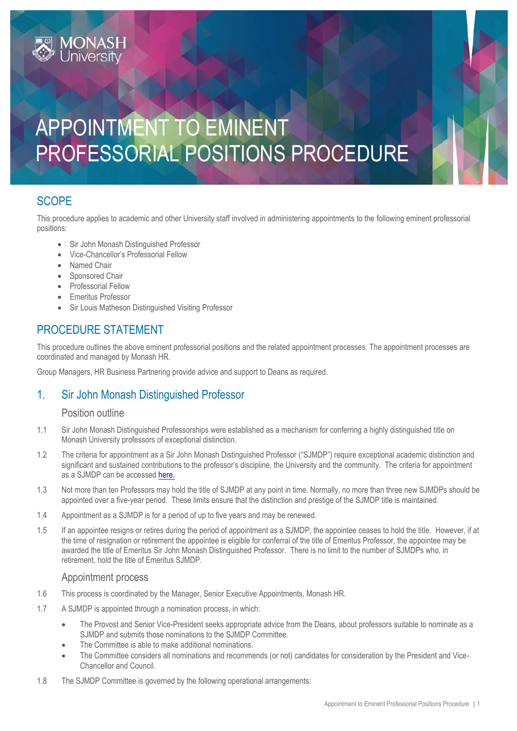# APPOINTMENT TO EMINENT PROFESSORIAL POSITIONS PROCEDURE

## SCOPE

This procedure applies to academic and other University staff involved in administering appointments to the following eminent professorial positions:

- Sir John Monash Distinguished Professor
- Vice-Chancellor's Professorial Fellow
- Named Chair
- Sponsored Chair
- Professorial Fellow
- Emeritus Professor
- Sir Louis Matheson Distinguished Visiting Professor

## PROCEDURE STATEMENT

This procedure outlines the above eminent professorial positions and the related appointment processes. The appointment processes are coordinated and managed by Monash HR.

Group Managers, HR Business Partnering provide advice and support to Deans as required.

## 1. Sir John Monash Distinguished Professor

### Position outline

1.1 Sir John Monash Distinguished Professorships were established as a mechanism for conferring a highly distinguished title on Monash University professors of exceptional distinction.

1.2 The criteria for appointment as a Sir John Monash Distinguished Professor ("SJMDP") require exceptional academic distinction and significant and sustained contributions to the professor's discipline, the University and the community. The criteria for appointment as a SJMDP can be accessed here.

1.3 Not more than ten Professors may hold the title of SJMDP at any point in time. Normally, no more than three new SJMDPs should be appointed over a five-year period. These limits ensure that the distinction and prestige of the SJMDP title is maintained.

1.4 Appointment as a SJMDP is for a period of up to five years and may be renewed.

1.5 If an appointee resigns or retires during the period of appointment as a SJMDP, the appointee ceases to hold the title. However, if at the time of resignation or retirement the appointee is eligible for conferral of the title of Emeritus Professor, the appointee may be awarded the title of Emeritus Sir John Monash Distinguished Professor. There is no limit to the number of SJMDPs who, in retirement, hold the title of Emeritus SJMDP.

### Appointment process

1.6 This process is coordinated by the Manager, Senior Executive Appointments, Monash HR.

1.7 A SJMDP is appointed through a nomination process, in which:

- The Provost and Senior Vice-President seeks appropriate advice from the Deans, about professors suitable to nominate as a SJMDP and submits those nominations to the SJMDP Committee.
- The Committee is able to make additional nominations.
- The Committee considers all nominations and recommends (or not) candidates for consideration by the President and Vice-Chancellor and Council.

1.8 The SJMDP Committee is governed by the following operational arrangements: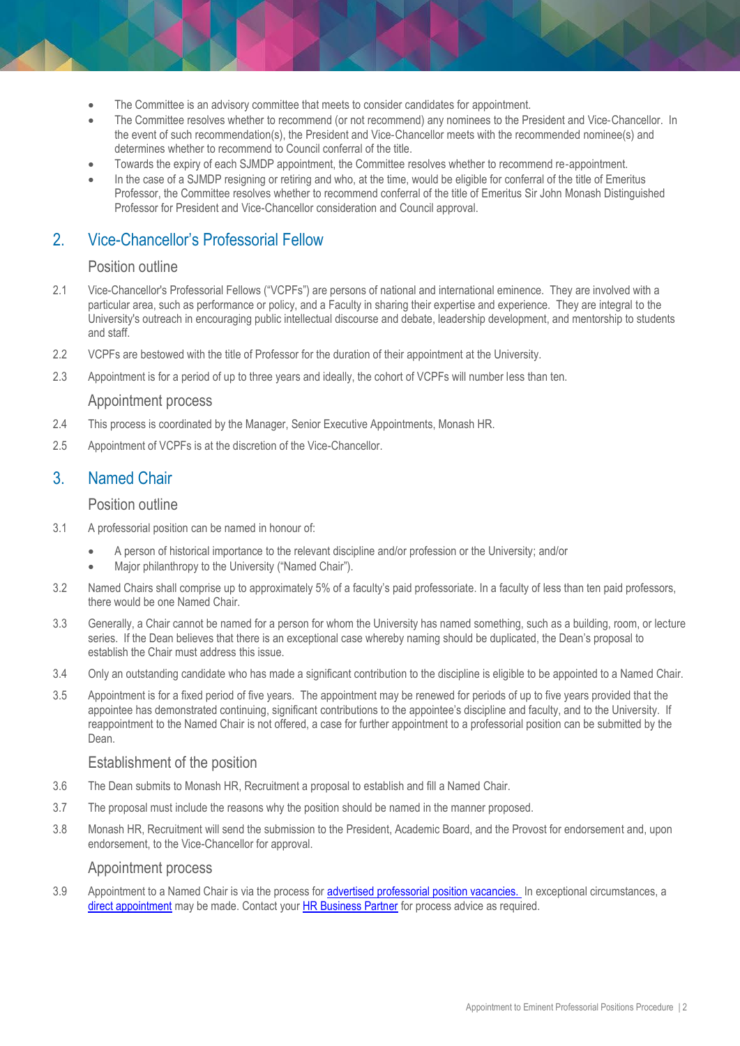- The Committee is an advisory committee that meets to consider candidates for appointment.
- The Committee resolves whether to recommend (or not recommend) any nominees to the President and Vice-Chancellor. In the event of such recommendation(s), the President and Vice-Chancellor meets with the recommended nominee(s) and determines whether to recommend to Council conferral of the title.
- Towards the expiry of each SJMDP appointment, the Committee resolves whether to recommend re-appointment.
- In the case of a SJMDP resigning or retiring and who, at the time, would be eligible for conferral of the title of Emeritus Professor, the Committee resolves whether to recommend conferral of the title of Emeritus Sir John Monash Distinguished Professor for President and Vice-Chancellor consideration and Council approval.

## 2. Vice-Chancellor's Professorial Fellow

### Position outline

2.1 Vice-Chancellor's Professorial Fellows ("VCPFs") are persons of national and international eminence. They are involved with a particular area, such as performance or policy, and a Faculty in sharing their expertise and experience. They are integral to the University's outreach in encouraging public intellectual discourse and debate, leadership development, and mentorship to students and staff.

2.2 VCPFs are bestowed with the title of Professor for the duration of their appointment at the University.

2.3 Appointment is for a period of up to three years and ideally, the cohort of VCPFs will number less than ten.

### Appointment process

2.4 This process is coordinated by the Manager, Senior Executive Appointments, Monash HR.

2.5 Appointment of VCPFs is at the discretion of the Vice-Chancellor.

## 3. Named Chair

### Position outline

3.1 A professorial position can be named in honour of:

- A person of historical importance to the relevant discipline and/or profession or the University; and/or
- Major philanthropy to the University ("Named Chair").

3.2 Named Chairs shall comprise up to approximately 5% of a faculty's paid professoriate. In a faculty of less than ten paid professors, there would be one Named Chair.

3.3 Generally, a Chair cannot be named for a person for whom the University has named something, such as a building, room, or lecture series. If the Dean believes that there is an exceptional case whereby naming should be duplicated, the Dean's proposal to establish the Chair must address this issue.

3.4 Only an outstanding candidate who has made a significant contribution to the discipline is eligible to be appointed to a Named Chair.

3.5 Appointment is for a fixed period of five years. The appointment may be renewed for periods of up to five years provided that the appointee has demonstrated continuing, significant contributions to the appointee's discipline and faculty, and to the University. If reappointment to the Named Chair is not offered, a case for further appointment to a professorial position can be submitted by the Dean.

### Establishment of the position

3.6 The Dean submits to Monash HR, Recruitment a proposal to establish and fill a Named Chair.

3.7 The proposal must include the reasons why the position should be named in the manner proposed.

3.8 Monash HR, Recruitment will send the submission to the President, Academic Board, and the Provost for endorsement and, upon endorsement, to the Vice-Chancellor for approval.

### Appointment process

3.9 Appointment to a Named Chair is via the process for advertised professorial position vacancies. In exceptional circumstances, a direct appointment may be made. Contact your HR Business Partner for process advice as required.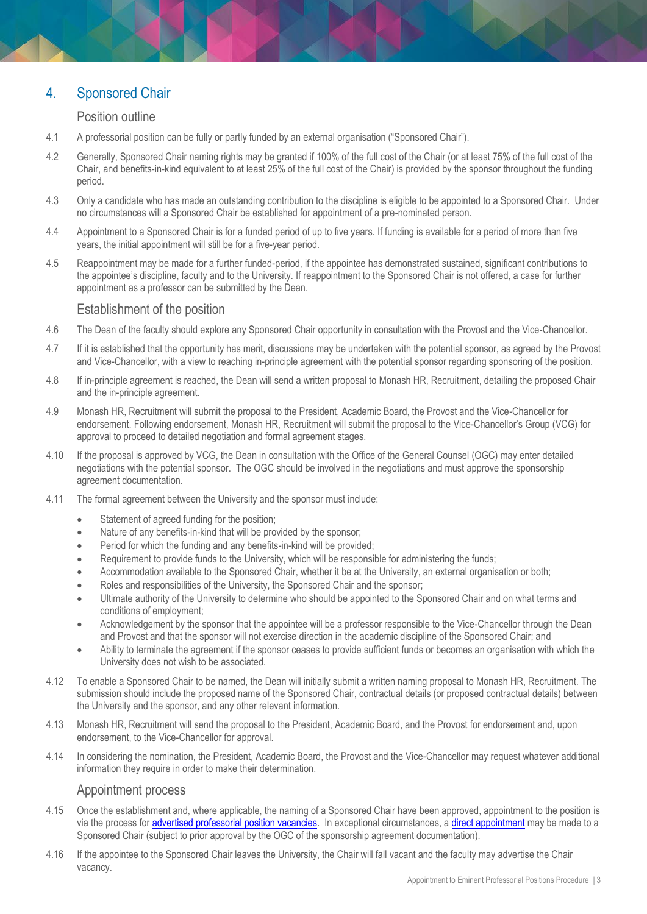## 4. Sponsored Chair

### Position outline

4.1 A professorial position can be fully or partly funded by an external organisation ("Sponsored Chair").

4.2 Generally, Sponsored Chair naming rights may be granted if 100% of the full cost of the Chair (or at least 75% of the full cost of the Chair, and benefits-in-kind equivalent to at least 25% of the full cost of the Chair) is provided by the sponsor throughout the funding period.

4.3 Only a candidate who has made an outstanding contribution to the discipline is eligible to be appointed to a Sponsored Chair. Under no circumstances will a Sponsored Chair be established for appointment of a pre-nominated person.

4.4 Appointment to a Sponsored Chair is for a funded period of up to five years. If funding is available for a period of more than five years, the initial appointment will still be for a five-year period.

4.5 Reappointment may be made for a further funded-period, if the appointee has demonstrated sustained, significant contributions to the appointee's discipline, faculty and to the University. If reappointment to the Sponsored Chair is not offered, a case for further appointment as a professor can be submitted by the Dean.

### Establishment of the position

4.6 The Dean of the faculty should explore any Sponsored Chair opportunity in consultation with the Provost and the Vice-Chancellor.

4.7 If it is established that the opportunity has merit, discussions may be undertaken with the potential sponsor, as agreed by the Provost and Vice-Chancellor, with a view to reaching in-principle agreement with the potential sponsor regarding sponsoring of the position.

4.8 If in-principle agreement is reached, the Dean will send a written proposal to Monash HR, Recruitment, detailing the proposed Chair and the in-principle agreement.

4.9 Monash HR, Recruitment will submit the proposal to the President, Academic Board, the Provost and the Vice-Chancellor for endorsement. Following endorsement, Monash HR, Recruitment will submit the proposal to the Vice-Chancellor's Group (VCG) for approval to proceed to detailed negotiation and formal agreement stages.

4.10 If the proposal is approved by VCG, the Dean in consultation with the Office of the General Counsel (OGC) may enter detailed negotiations with the potential sponsor. The OGC should be involved in the negotiations and must approve the sponsorship agreement documentation.

4.11 The formal agreement between the University and the sponsor must include:

- Statement of agreed funding for the position;
- Nature of any benefits-in-kind that will be provided by the sponsor;
- Period for which the funding and any benefits-in-kind will be provided;
- Requirement to provide funds to the University, which will be responsible for administering the funds;
- Accommodation available to the Sponsored Chair, whether it be at the University, an external organisation or both;
- Roles and responsibilities of the University, the Sponsored Chair and the sponsor;
- Ultimate authority of the University to determine who should be appointed to the Sponsored Chair and on what terms and conditions of employment;
- Acknowledgement by the sponsor that the appointee will be a professor responsible to the Vice-Chancellor through the Dean and Provost and that the sponsor will not exercise direction in the academic discipline of the Sponsored Chair; and
- Ability to terminate the agreement if the sponsor ceases to provide sufficient funds or becomes an organisation with which the University does not wish to be associated.

4.12 To enable a Sponsored Chair to be named, the Dean will initially submit a written naming proposal to Monash HR, Recruitment. The submission should include the proposed name of the Sponsored Chair, contractual details (or proposed contractual details) between the University and the sponsor, and any other relevant information.

4.13 Monash HR, Recruitment will send the proposal to the President, Academic Board, and the Provost for endorsement and, upon endorsement, to the Vice-Chancellor for approval.

4.14 In considering the nomination, the President, Academic Board, the Provost and the Vice-Chancellor may request whatever additional information they require in order to make their determination.

### Appointment process

4.15 Once the establishment and, where applicable, the naming of a Sponsored Chair have been approved, appointment to the position is via the process for advertised professorial position vacancies. In exceptional circumstances, a direct appointment may be made to a Sponsored Chair (subject to prior approval by the OGC of the sponsorship agreement documentation).

4.16 If the appointee to the Sponsored Chair leaves the University, the Chair will fall vacant and the faculty may advertise the Chair vacancy.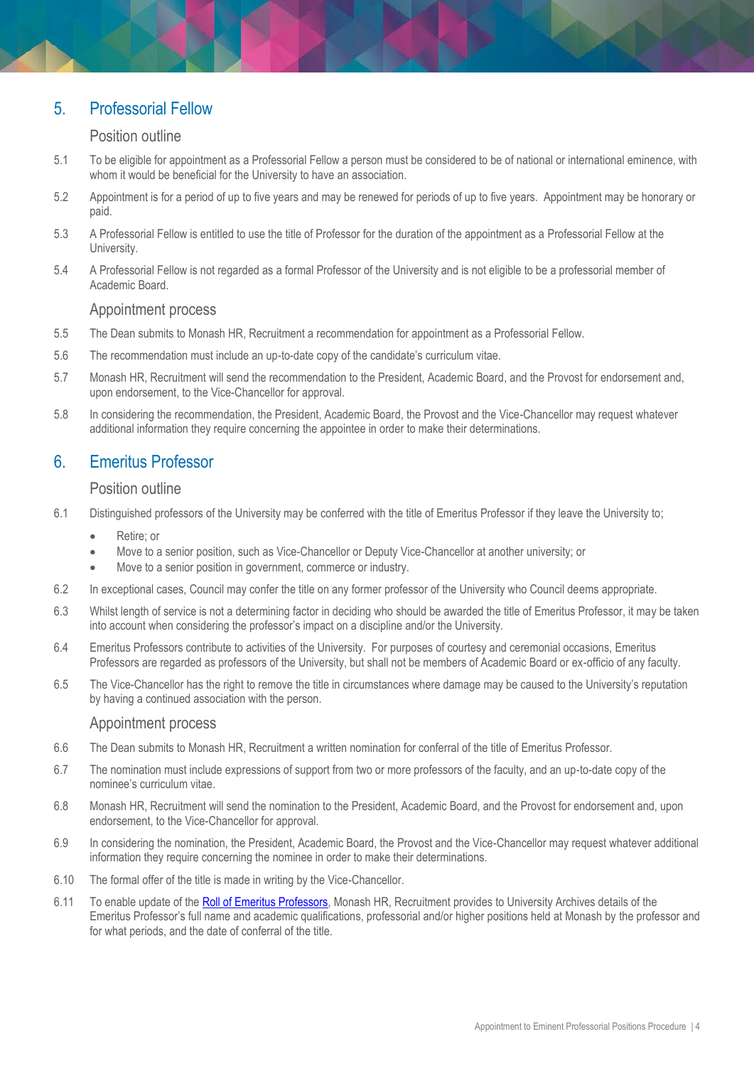## 5. Professorial Fellow

### Position outline

5.1 To be eligible for appointment as a Professorial Fellow a person must be considered to be of national or international eminence, with whom it would be beneficial for the University to have an association.

5.2 Appointment is for a period of up to five years and may be renewed for periods of up to five years. Appointment may be honorary or paid.

5.3 A Professorial Fellow is entitled to use the title of Professor for the duration of the appointment as a Professorial Fellow at the University.

5.4 A Professorial Fellow is not regarded as a formal Professor of the University and is not eligible to be a professorial member of Academic Board.

### Appointment process

5.5 The Dean submits to Monash HR, Recruitment a recommendation for appointment as a Professorial Fellow.

5.6 The recommendation must include an up-to-date copy of the candidate's curriculum vitae.

5.7 Monash HR, Recruitment will send the recommendation to the President, Academic Board, and the Provost for endorsement and, upon endorsement, to the Vice-Chancellor for approval.

5.8 In considering the recommendation, the President, Academic Board, the Provost and the Vice-Chancellor may request whatever additional information they require concerning the appointee in order to make their determinations.

## 6. Emeritus Professor

### Position outline

6.1 Distinguished professors of the University may be conferred with the title of Emeritus Professor if they leave the University to;

- Retire; or
- Move to a senior position, such as Vice-Chancellor or Deputy Vice-Chancellor at another university; or
- Move to a senior position in government, commerce or industry.

6.2 In exceptional cases, Council may confer the title on any former professor of the University who Council deems appropriate.

6.3 Whilst length of service is not a determining factor in deciding who should be awarded the title of Emeritus Professor, it may be taken into account when considering the professor's impact on a discipline and/or the University.

6.4 Emeritus Professors contribute to activities of the University. For purposes of courtesy and ceremonial occasions, Emeritus Professors are regarded as professors of the University, but shall not be members of Academic Board or ex-officio of any faculty.

6.5 The Vice-Chancellor has the right to remove the title in circumstances where damage may be caused to the University's reputation by having a continued association with the person.

### Appointment process

6.6 The Dean submits to Monash HR, Recruitment a written nomination for conferral of the title of Emeritus Professor.

6.7 The nomination must include expressions of support from two or more professors of the faculty, and an up-to-date copy of the nominee's curriculum vitae.

6.8 Monash HR, Recruitment will send the nomination to the President, Academic Board, and the Provost for endorsement and, upon endorsement, to the Vice-Chancellor for approval.

6.9 In considering the nomination, the President, Academic Board, the Provost and the Vice-Chancellor may request whatever additional information they require concerning the nominee in order to make their determinations.

6.10 The formal offer of the title is made in writing by the Vice-Chancellor.

6.11 To enable update of the Roll of Emeritus Professors, Monash HR, Recruitment provides to University Archives details of the Emeritus Professor's full name and academic qualifications, professorial and/or higher positions held at Monash by the professor and for what periods, and the date of conferral of the title.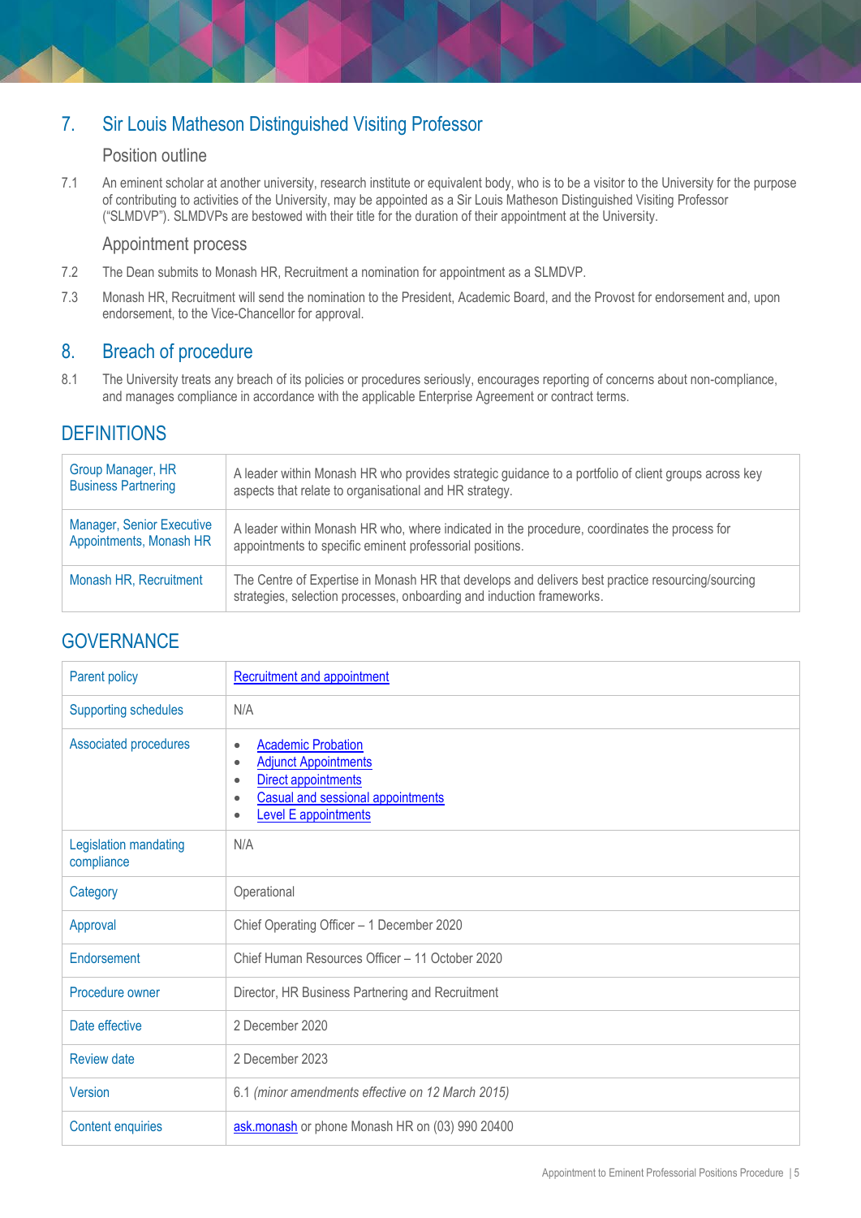## 7. Sir Louis Matheson Distinguished Visiting Professor

### Position outline

7.1 An eminent scholar at another university, research institute or equivalent body, who is to be a visitor to the University for the purpose of contributing to activities of the University, may be appointed as a Sir Louis Matheson Distinguished Visiting Professor ("SLMDVP"). SLMDVPs are bestowed with their title for the duration of their appointment at the University.

### Appointment process

7.2 The Dean submits to Monash HR, Recruitment a nomination for appointment as a SLMDVP.

7.3 Monash HR, Recruitment will send the nomination to the President, Academic Board, and the Provost for endorsement and, upon endorsement, to the Vice-Chancellor for approval.

## 8. Breach of procedure

8.1 The University treats any breach of its policies or procedures seriously, encourages reporting of concerns about non-compliance, and manages compliance in accordance with the applicable Enterprise Agreement or contract terms.

## DEFINITIONS

| | |
|---|---|
| Group Manager, HR Business Partnering | A leader within Monash HR who provides strategic guidance to a portfolio of client groups across key aspects that relate to organisational and HR strategy. |
| Manager, Senior Executive Appointments, Monash HR | A leader within Monash HR who, where indicated in the procedure, coordinates the process for appointments to specific eminent professorial positions. |
| Monash HR, Recruitment | The Centre of Expertise in Monash HR that develops and delivers best practice resourcing/sourcing strategies, selection processes, onboarding and induction frameworks. |

## GOVERNANCE

| | |
|---|---|
| Parent policy | Recruitment and appointment |
| Supporting schedules | N/A |
| Associated procedures | • Academic Probation<br>• Adjunct Appointments<br>• Direct appointments<br>• Casual and sessional appointments<br>• Level E appointments |
| Legislation mandating compliance | N/A |
| Category | Operational |
| Approval | Chief Operating Officer – 1 December 2020 |
| Endorsement | Chief Human Resources Officer – 11 October 2020 |
| Procedure owner | Director, HR Business Partnering and Recruitment |
| Date effective | 2 December 2020 |
| Review date | 2 December 2023 |
| Version | 6.1 *(minor amendments effective on 12 March 2015)* |
| Content enquiries | ask.monash or phone Monash HR on (03) 990 20400 |